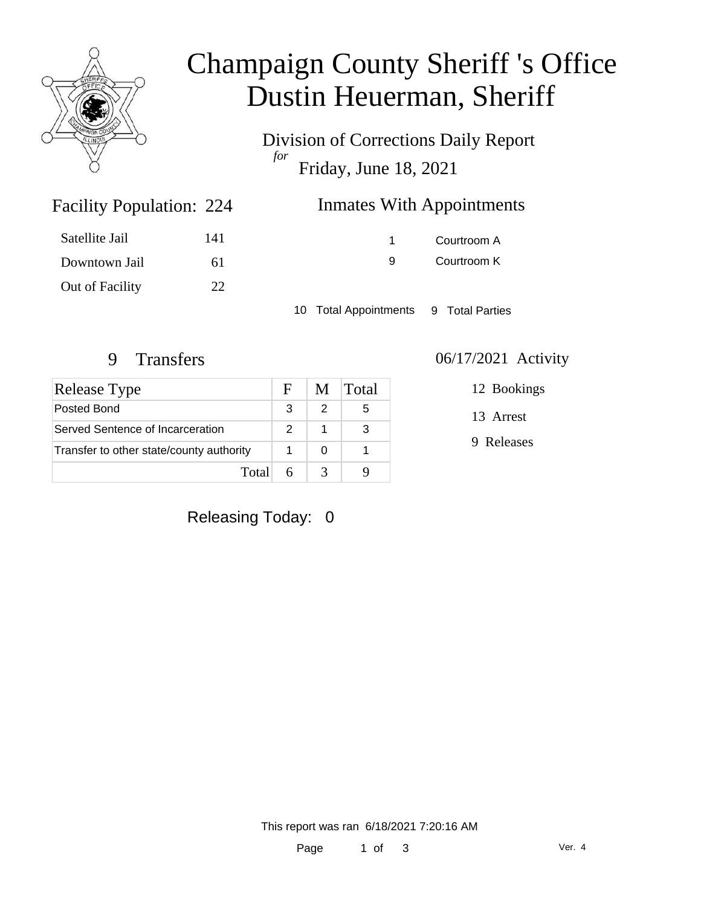# Champaign County Sheriff 's Office
# Dustin Heuerman, Sheriff

Division of Corrections Daily Report
*for*
Friday, June 18, 2021

## Facility Population: 224

| | |
|---|---|
| Satellite Jail | 141 |
| Downtown Jail | 61 |
| Out of Facility | 22 |

## Inmates With Appointments

| | |
|---|---|
| 1 | Courtroom A |
| 9 | Courtroom K |

10 Total Appointments    9 Total Parties

## 9 Transfers

| Release Type | F | M | Total |
|---|---|---|---|
| Posted Bond | 3 | 2 | 5 |
| Served Sentence of Incarceration | 2 | 1 | 3 |
| Transfer to other state/county authority | 1 | 0 | 1 |
| Total | 6 | 3 | 9 |

## 06/17/2021 Activity

12 Bookings

13 Arrest

9 Releases

Releasing Today: 0

This report was ran 6/18/2021 7:20:16 AM

Ver. 4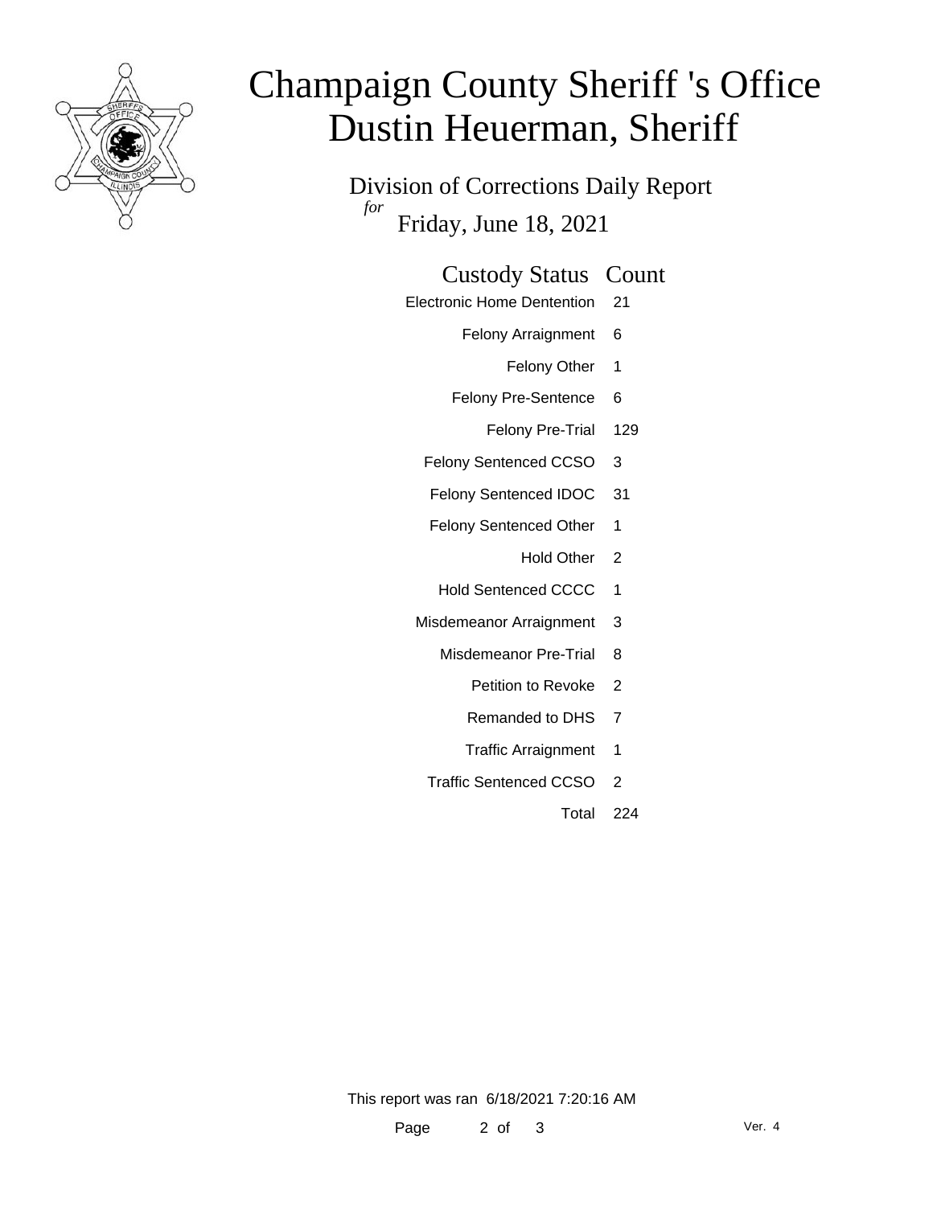# Champaign County Sheriff 's Office
# Dustin Heuerman, Sheriff

Division of Corrections Daily Report

*for*

Friday, June 18, 2021

| Custody Status | Count |
|---|---|
| Electronic Home Dentention | 21 |
| Felony Arraignment | 6 |
| Felony Other | 1 |
| Felony Pre-Sentence | 6 |
| Felony Pre-Trial | 129 |
| Felony Sentenced CCSO | 3 |
| Felony Sentenced IDOC | 31 |
| Felony Sentenced Other | 1 |
| Hold Other | 2 |
| Hold Sentenced CCCC | 1 |
| Misdemeanor Arraignment | 3 |
| Misdemeanor Pre-Trial | 8 |
| Petition to Revoke | 2 |
| Remanded to DHS | 7 |
| Traffic Arraignment | 1 |
| Traffic Sentenced CCSO | 2 |
| Total | 224 |

This report was ran 6/18/2021 7:20:16 AM

Ver. 4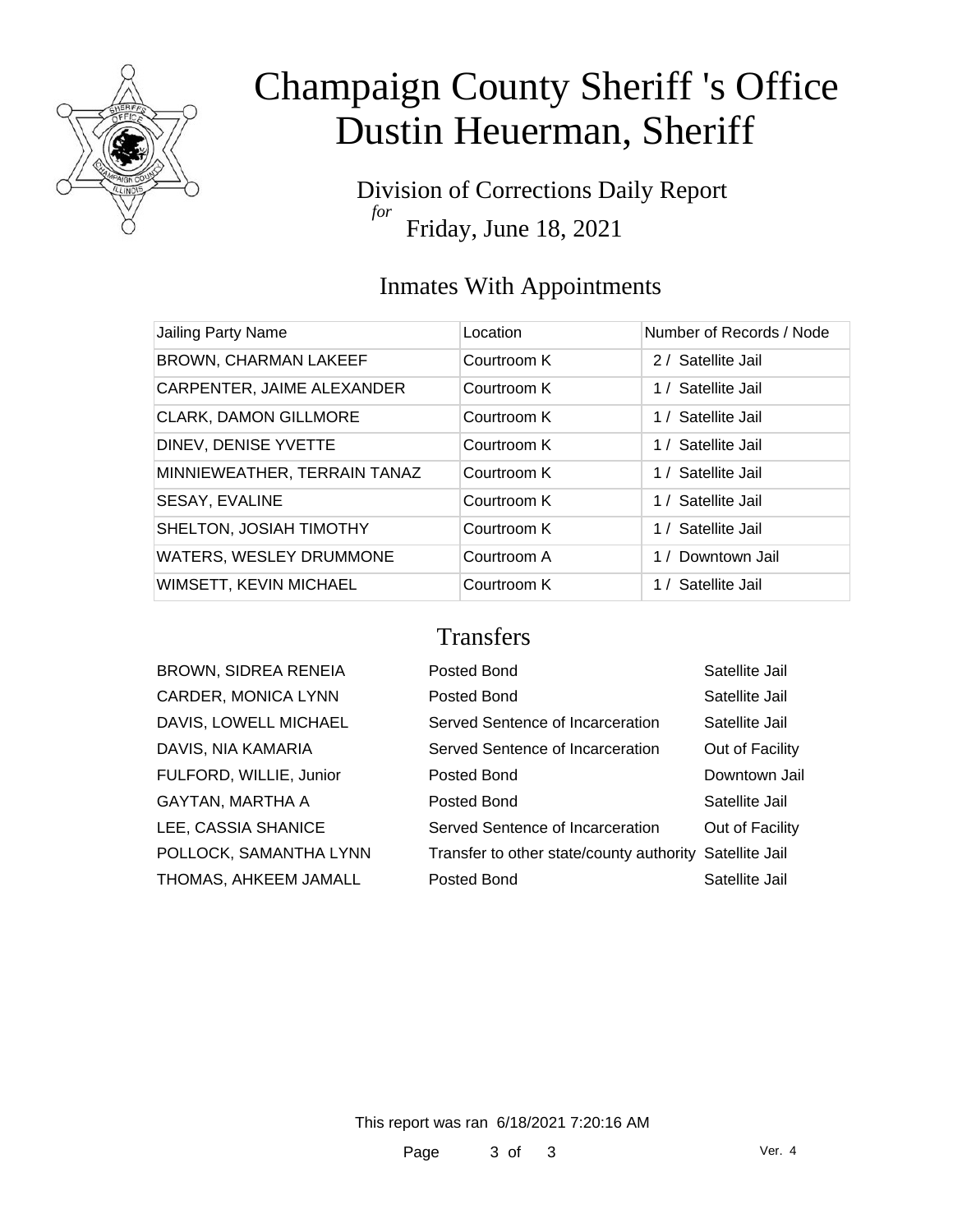# Champaign County Sheriff 's Office
# Dustin Heuerman, Sheriff

Division of Corrections Daily Report
*for*
Friday, June 18, 2021

## Inmates With Appointments

| Jailing Party Name | Location | Number of Records / Node |
|---|---|---|
| BROWN, CHARMAN LAKEEF | Courtroom K | 2 / Satellite Jail |
| CARPENTER, JAIME ALEXANDER | Courtroom K | 1 / Satellite Jail |
| CLARK, DAMON GILLMORE | Courtroom K | 1 / Satellite Jail |
| DINEV, DENISE YVETTE | Courtroom K | 1 / Satellite Jail |
| MINNIEWEATHER, TERRAIN TANAZ | Courtroom K | 1 / Satellite Jail |
| SESAY, EVALINE | Courtroom K | 1 / Satellite Jail |
| SHELTON, JOSIAH TIMOTHY | Courtroom K | 1 / Satellite Jail |
| WATERS, WESLEY DRUMMONE | Courtroom A | 1 / Downtown Jail |
| WIMSETT, KEVIN MICHAEL | Courtroom K | 1 / Satellite Jail |

## Transfers

| | | |
|---|---|---|
| BROWN, SIDREA RENEIA | Posted Bond | Satellite Jail |
| CARDER, MONICA LYNN | Posted Bond | Satellite Jail |
| DAVIS, LOWELL MICHAEL | Served Sentence of Incarceration | Satellite Jail |
| DAVIS, NIA KAMARIA | Served Sentence of Incarceration | Out of Facility |
| FULFORD, WILLIE, Junior | Posted Bond | Downtown Jail |
| GAYTAN, MARTHA A | Posted Bond | Satellite Jail |
| LEE, CASSIA SHANICE | Served Sentence of Incarceration | Out of Facility |
| POLLOCK, SAMANTHA LYNN | Transfer to other state/county authority | Satellite Jail |
| THOMAS, AHKEEM JAMALL | Posted Bond | Satellite Jail |

This report was ran 6/18/2021 7:20:16 AM

Ver. 4